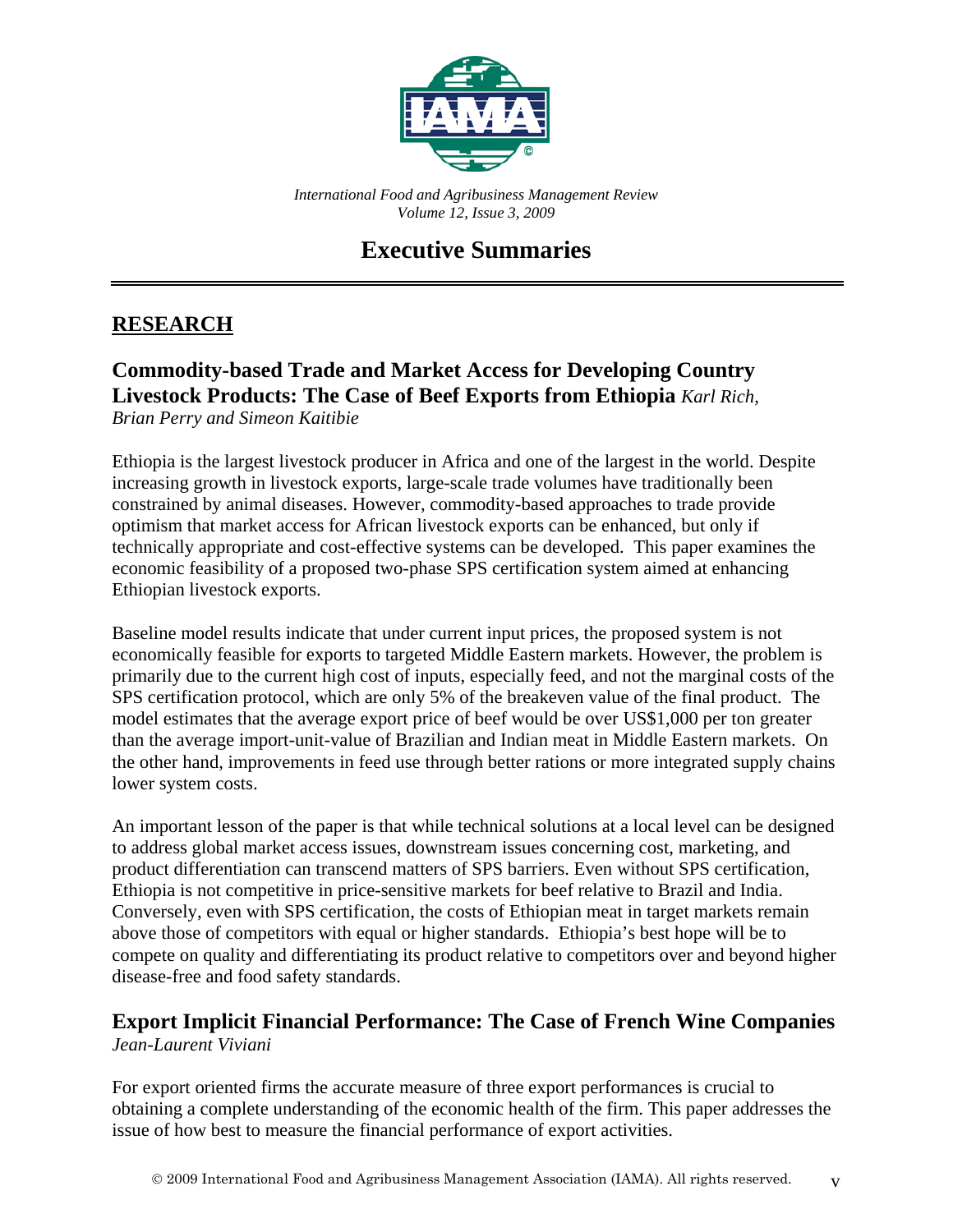*International Food and Agribusiness Management Review*
*Volume 12, Issue 3, 2009*

# Executive Summaries

## RESEARCH

### Commodity-based Trade and Market Access for Developing Country Livestock Products: The Case of Beef Exports from Ethiopia *Karl Rich, Brian Perry and Simeon Kaitibie*

Ethiopia is the largest livestock producer in Africa and one of the largest in the world. Despite increasing growth in livestock exports, large-scale trade volumes have traditionally been constrained by animal diseases. However, commodity-based approaches to trade provide optimism that market access for African livestock exports can be enhanced, but only if technically appropriate and cost-effective systems can be developed. This paper examines the economic feasibility of a proposed two-phase SPS certification system aimed at enhancing Ethiopian livestock exports.

Baseline model results indicate that under current input prices, the proposed system is not economically feasible for exports to targeted Middle Eastern markets. However, the problem is primarily due to the current high cost of inputs, especially feed, and not the marginal costs of the SPS certification protocol, which are only 5% of the breakeven value of the final product. The model estimates that the average export price of beef would be over US$1,000 per ton greater than the average import-unit-value of Brazilian and Indian meat in Middle Eastern markets. On the other hand, improvements in feed use through better rations or more integrated supply chains lower system costs.

An important lesson of the paper is that while technical solutions at a local level can be designed to address global market access issues, downstream issues concerning cost, marketing, and product differentiation can transcend matters of SPS barriers. Even without SPS certification, Ethiopia is not competitive in price-sensitive markets for beef relative to Brazil and India. Conversely, even with SPS certification, the costs of Ethiopian meat in target markets remain above those of competitors with equal or higher standards. Ethiopia's best hope will be to compete on quality and differentiating its product relative to competitors over and beyond higher disease-free and food safety standards.

### Export Implicit Financial Performance: The Case of French Wine Companies
*Jean-Laurent Viviani*

For export oriented firms the accurate measure of three export performances is crucial to obtaining a complete understanding of the economic health of the firm. This paper addresses the issue of how best to measure the financial performance of export activities.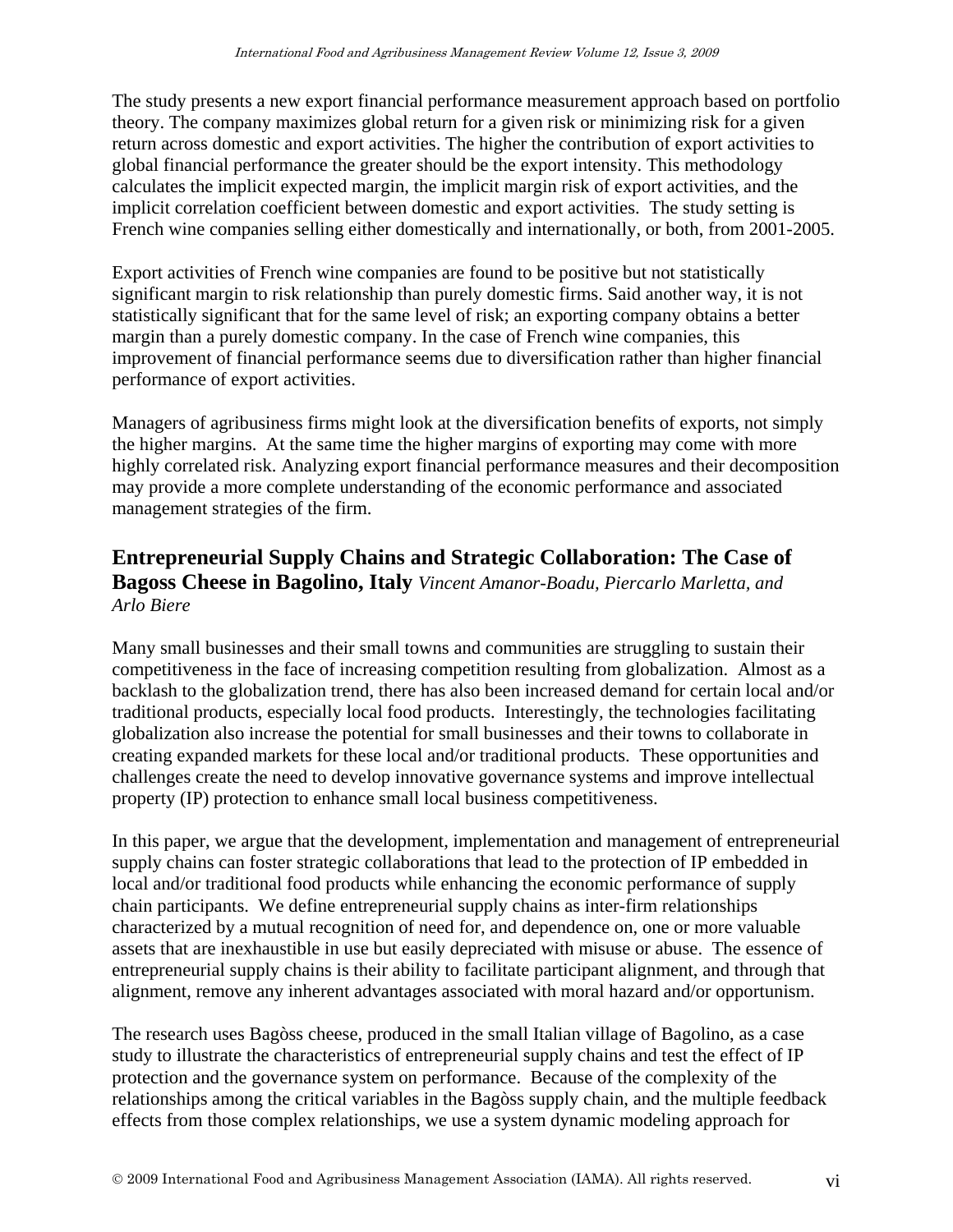The study presents a new export financial performance measurement approach based on portfolio theory. The company maximizes global return for a given risk or minimizing risk for a given return across domestic and export activities. The higher the contribution of export activities to global financial performance the greater should be the export intensity. This methodology calculates the implicit expected margin, the implicit margin risk of export activities, and the implicit correlation coefficient between domestic and export activities. The study setting is French wine companies selling either domestically and internationally, or both, from 2001-2005.

Export activities of French wine companies are found to be positive but not statistically significant margin to risk relationship than purely domestic firms. Said another way, it is not statistically significant that for the same level of risk; an exporting company obtains a better margin than a purely domestic company. In the case of French wine companies, this improvement of financial performance seems due to diversification rather than higher financial performance of export activities.

Managers of agribusiness firms might look at the diversification benefits of exports, not simply the higher margins. At the same time the higher margins of exporting may come with more highly correlated risk. Analyzing export financial performance measures and their decomposition may provide a more complete understanding of the economic performance and associated management strategies of the firm.

## Entrepreneurial Supply Chains and Strategic Collaboration: The Case of Bagoss Cheese in Bagolino, Italy *Vincent Amanor-Boadu, Piercarlo Marletta, and Arlo Biere*

Many small businesses and their small towns and communities are struggling to sustain their competitiveness in the face of increasing competition resulting from globalization. Almost as a backlash to the globalization trend, there has also been increased demand for certain local and/or traditional products, especially local food products. Interestingly, the technologies facilitating globalization also increase the potential for small businesses and their towns to collaborate in creating expanded markets for these local and/or traditional products. These opportunities and challenges create the need to develop innovative governance systems and improve intellectual property (IP) protection to enhance small local business competitiveness.

In this paper, we argue that the development, implementation and management of entrepreneurial supply chains can foster strategic collaborations that lead to the protection of IP embedded in local and/or traditional food products while enhancing the economic performance of supply chain participants. We define entrepreneurial supply chains as inter-firm relationships characterized by a mutual recognition of need for, and dependence on, one or more valuable assets that are inexhaustible in use but easily depreciated with misuse or abuse. The essence of entrepreneurial supply chains is their ability to facilitate participant alignment, and through that alignment, remove any inherent advantages associated with moral hazard and/or opportunism.

The research uses Bagòss cheese, produced in the small Italian village of Bagolino, as a case study to illustrate the characteristics of entrepreneurial supply chains and test the effect of IP protection and the governance system on performance. Because of the complexity of the relationships among the critical variables in the Bagòss supply chain, and the multiple feedback effects from those complex relationships, we use a system dynamic modeling approach for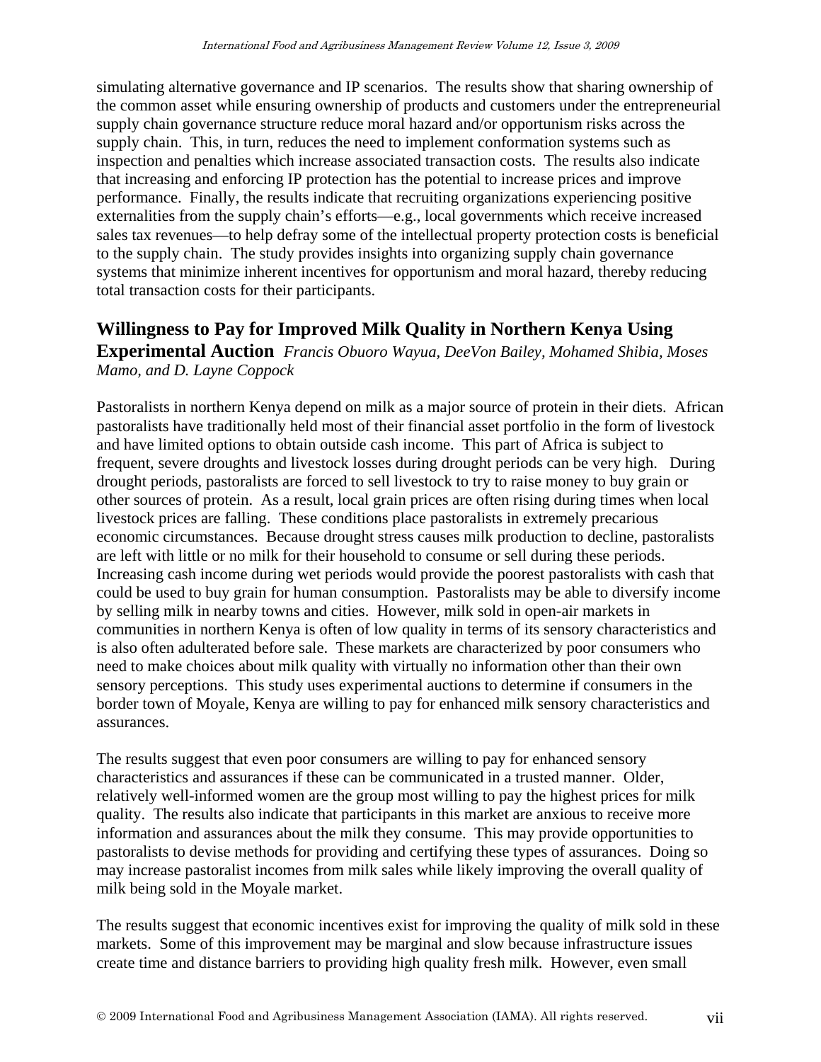simulating alternative governance and IP scenarios. The results show that sharing ownership of the common asset while ensuring ownership of products and customers under the entrepreneurial supply chain governance structure reduce moral hazard and/or opportunism risks across the supply chain. This, in turn, reduces the need to implement conformation systems such as inspection and penalties which increase associated transaction costs. The results also indicate that increasing and enforcing IP protection has the potential to increase prices and improve performance. Finally, the results indicate that recruiting organizations experiencing positive externalities from the supply chain's efforts—e.g., local governments which receive increased sales tax revenues—to help defray some of the intellectual property protection costs is beneficial to the supply chain. The study provides insights into organizing supply chain governance systems that minimize inherent incentives for opportunism and moral hazard, thereby reducing total transaction costs for their participants.

## Willingness to Pay for Improved Milk Quality in Northern Kenya Using Experimental Auction *Francis Obuoro Wayua, DeeVon Bailey, Mohamed Shibia, Moses Mamo, and D. Layne Coppock*

Pastoralists in northern Kenya depend on milk as a major source of protein in their diets. African pastoralists have traditionally held most of their financial asset portfolio in the form of livestock and have limited options to obtain outside cash income. This part of Africa is subject to frequent, severe droughts and livestock losses during drought periods can be very high. During drought periods, pastoralists are forced to sell livestock to try to raise money to buy grain or other sources of protein. As a result, local grain prices are often rising during times when local livestock prices are falling. These conditions place pastoralists in extremely precarious economic circumstances. Because drought stress causes milk production to decline, pastoralists are left with little or no milk for their household to consume or sell during these periods. Increasing cash income during wet periods would provide the poorest pastoralists with cash that could be used to buy grain for human consumption. Pastoralists may be able to diversify income by selling milk in nearby towns and cities. However, milk sold in open-air markets in communities in northern Kenya is often of low quality in terms of its sensory characteristics and is also often adulterated before sale. These markets are characterized by poor consumers who need to make choices about milk quality with virtually no information other than their own sensory perceptions. This study uses experimental auctions to determine if consumers in the border town of Moyale, Kenya are willing to pay for enhanced milk sensory characteristics and assurances.

The results suggest that even poor consumers are willing to pay for enhanced sensory characteristics and assurances if these can be communicated in a trusted manner. Older, relatively well-informed women are the group most willing to pay the highest prices for milk quality. The results also indicate that participants in this market are anxious to receive more information and assurances about the milk they consume. This may provide opportunities to pastoralists to devise methods for providing and certifying these types of assurances. Doing so may increase pastoralist incomes from milk sales while likely improving the overall quality of milk being sold in the Moyale market.

The results suggest that economic incentives exist for improving the quality of milk sold in these markets. Some of this improvement may be marginal and slow because infrastructure issues create time and distance barriers to providing high quality fresh milk. However, even small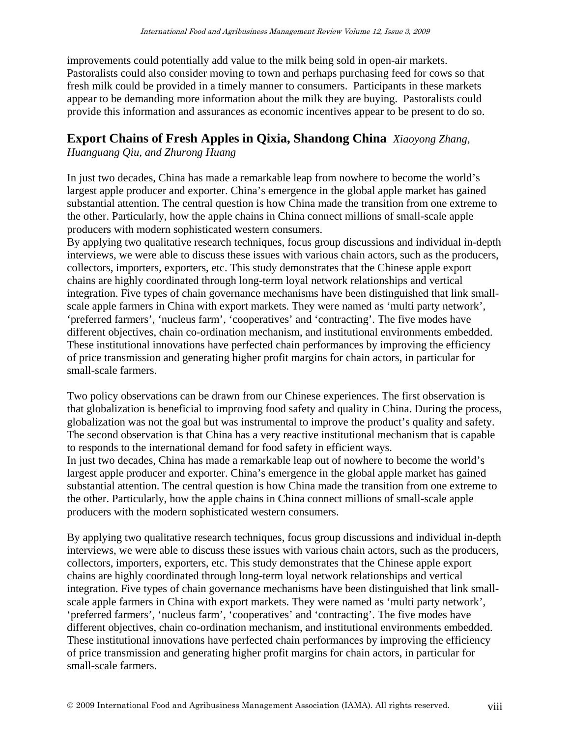improvements could potentially add value to the milk being sold in open-air markets. Pastoralists could also consider moving to town and perhaps purchasing feed for cows so that fresh milk could be provided in a timely manner to consumers. Participants in these markets appear to be demanding more information about the milk they are buying. Pastoralists could provide this information and assurances as economic incentives appear to be present to do so.

## Export Chains of Fresh Apples in Qixia, Shandong China *Xiaoyong Zhang, Huanguang Qiu, and Zhurong Huang*

In just two decades, China has made a remarkable leap from nowhere to become the world's largest apple producer and exporter. China's emergence in the global apple market has gained substantial attention. The central question is how China made the transition from one extreme to the other. Particularly, how the apple chains in China connect millions of small-scale apple producers with modern sophisticated western consumers.
By applying two qualitative research techniques, focus group discussions and individual in-depth interviews, we were able to discuss these issues with various chain actors, such as the producers, collectors, importers, exporters, etc. This study demonstrates that the Chinese apple export chains are highly coordinated through long-term loyal network relationships and vertical integration. Five types of chain governance mechanisms have been distinguished that link small-scale apple farmers in China with export markets. They were named as 'multi party network', 'preferred farmers', 'nucleus farm', 'cooperatives' and 'contracting'. The five modes have different objectives, chain co-ordination mechanism, and institutional environments embedded. These institutional innovations have perfected chain performances by improving the efficiency of price transmission and generating higher profit margins for chain actors, in particular for small-scale farmers.

Two policy observations can be drawn from our Chinese experiences. The first observation is that globalization is beneficial to improving food safety and quality in China. During the process, globalization was not the goal but was instrumental to improve the product's quality and safety. The second observation is that China has a very reactive institutional mechanism that is capable to responds to the international demand for food safety in efficient ways.
In just two decades, China has made a remarkable leap out of nowhere to become the world's largest apple producer and exporter. China's emergence in the global apple market has gained substantial attention. The central question is how China made the transition from one extreme to the other. Particularly, how the apple chains in China connect millions of small-scale apple producers with the modern sophisticated western consumers.

By applying two qualitative research techniques, focus group discussions and individual in-depth interviews, we were able to discuss these issues with various chain actors, such as the producers, collectors, importers, exporters, etc. This study demonstrates that the Chinese apple export chains are highly coordinated through long-term loyal network relationships and vertical integration. Five types of chain governance mechanisms have been distinguished that link small-scale apple farmers in China with export markets. They were named as 'multi party network', 'preferred farmers', 'nucleus farm', 'cooperatives' and 'contracting'. The five modes have different objectives, chain co-ordination mechanism, and institutional environments embedded. These institutional innovations have perfected chain performances by improving the efficiency of price transmission and generating higher profit margins for chain actors, in particular for small-scale farmers.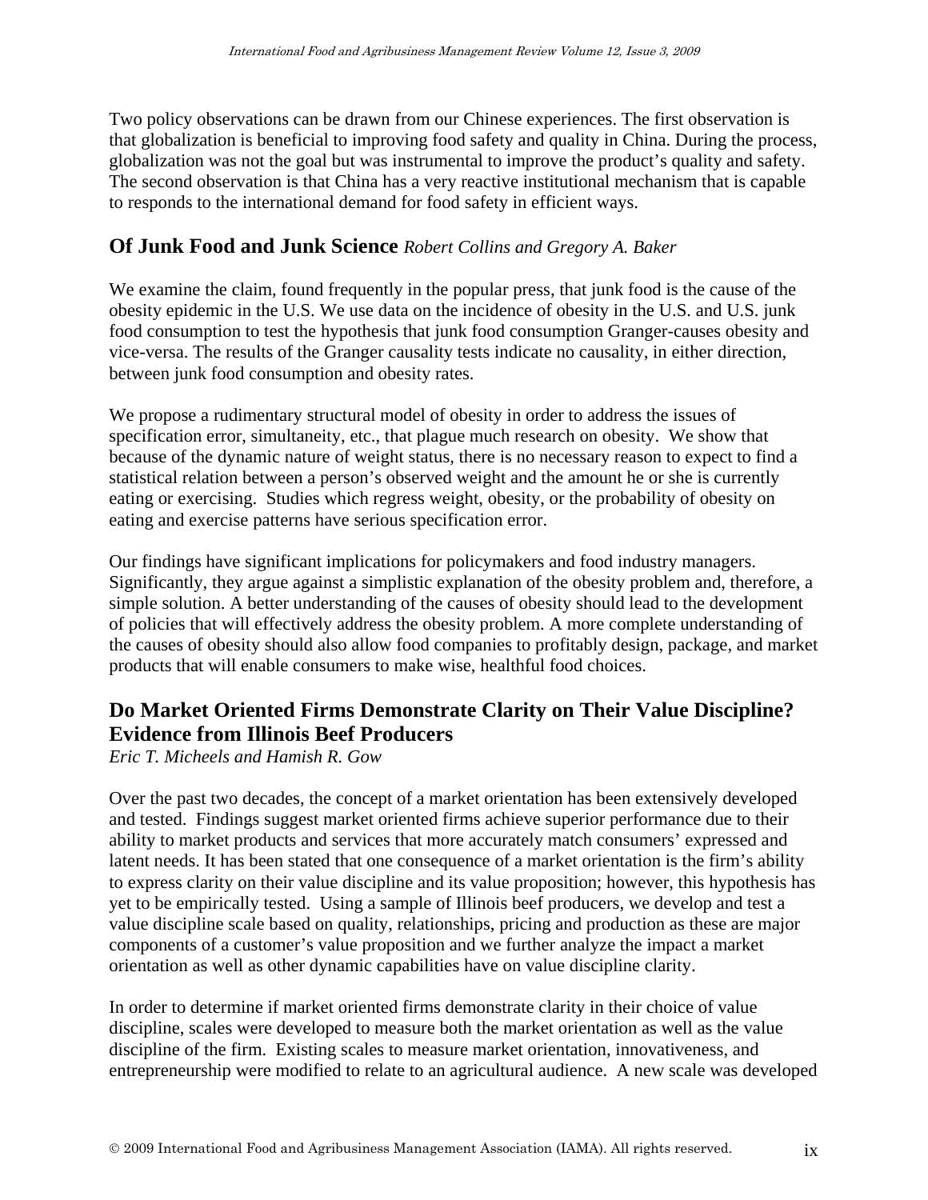Two policy observations can be drawn from our Chinese experiences. The first observation is that globalization is beneficial to improving food safety and quality in China. During the process, globalization was not the goal but was instrumental to improve the product's quality and safety. The second observation is that China has a very reactive institutional mechanism that is capable to responds to the international demand for food safety in efficient ways.

## Of Junk Food and Junk Science *Robert Collins and Gregory A. Baker*

We examine the claim, found frequently in the popular press, that junk food is the cause of the obesity epidemic in the U.S. We use data on the incidence of obesity in the U.S. and U.S. junk food consumption to test the hypothesis that junk food consumption Granger-causes obesity and vice-versa. The results of the Granger causality tests indicate no causality, in either direction, between junk food consumption and obesity rates.

We propose a rudimentary structural model of obesity in order to address the issues of specification error, simultaneity, etc., that plague much research on obesity. We show that because of the dynamic nature of weight status, there is no necessary reason to expect to find a statistical relation between a person's observed weight and the amount he or she is currently eating or exercising. Studies which regress weight, obesity, or the probability of obesity on eating and exercise patterns have serious specification error.

Our findings have significant implications for policymakers and food industry managers. Significantly, they argue against a simplistic explanation of the obesity problem and, therefore, a simple solution. A better understanding of the causes of obesity should lead to the development of policies that will effectively address the obesity problem. A more complete understanding of the causes of obesity should also allow food companies to profitably design, package, and market products that will enable consumers to make wise, healthful food choices.

## Do Market Oriented Firms Demonstrate Clarity on Their Value Discipline? Evidence from Illinois Beef Producers

*Eric T. Micheels and Hamish R. Gow*

Over the past two decades, the concept of a market orientation has been extensively developed and tested. Findings suggest market oriented firms achieve superior performance due to their ability to market products and services that more accurately match consumers' expressed and latent needs. It has been stated that one consequence of a market orientation is the firm's ability to express clarity on their value discipline and its value proposition; however, this hypothesis has yet to be empirically tested. Using a sample of Illinois beef producers, we develop and test a value discipline scale based on quality, relationships, pricing and production as these are major components of a customer's value proposition and we further analyze the impact a market orientation as well as other dynamic capabilities have on value discipline clarity.

In order to determine if market oriented firms demonstrate clarity in their choice of value discipline, scales were developed to measure both the market orientation as well as the value discipline of the firm. Existing scales to measure market orientation, innovativeness, and entrepreneurship were modified to relate to an agricultural audience. A new scale was developed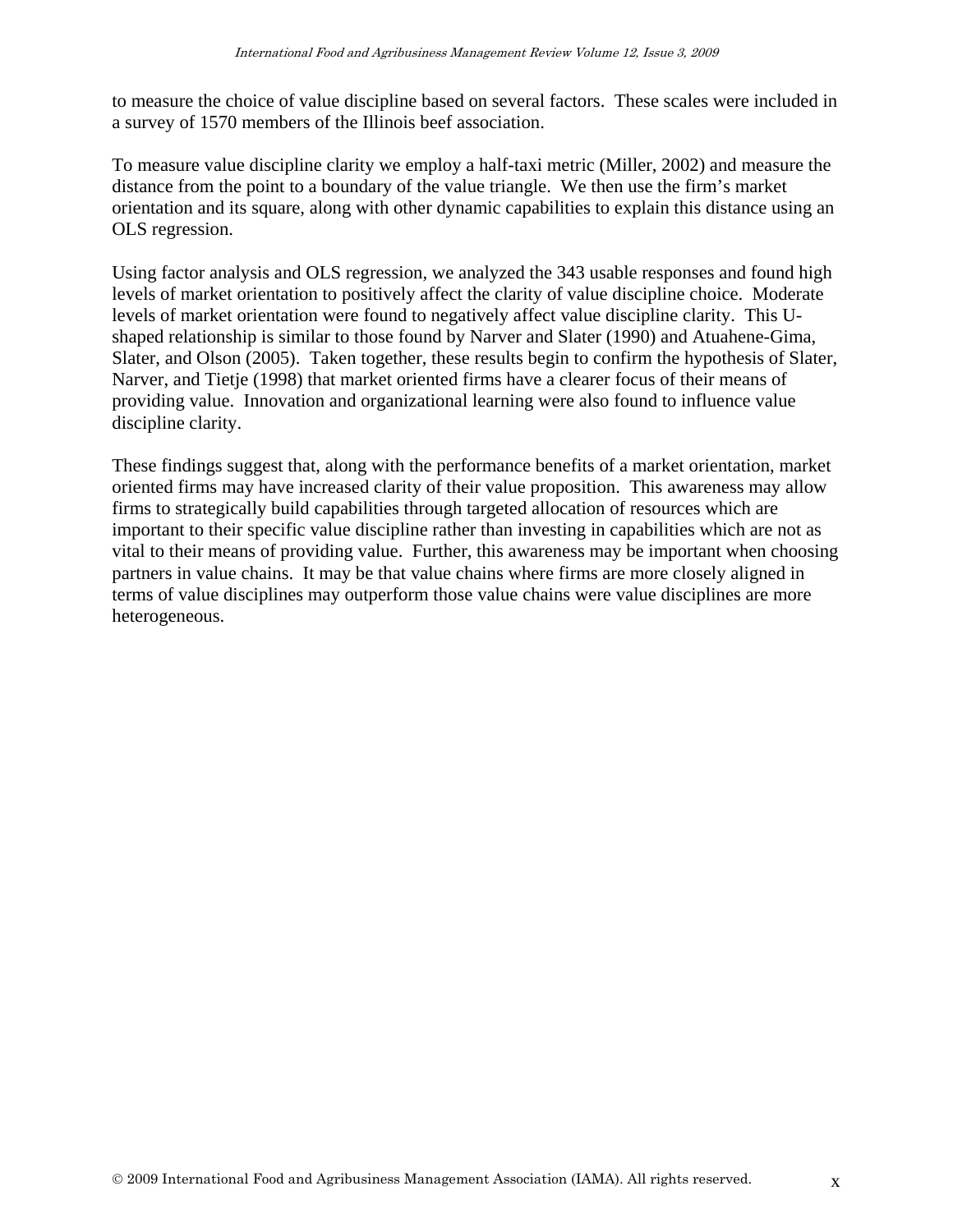to measure the choice of value discipline based on several factors. These scales were included in a survey of 1570 members of the Illinois beef association.

To measure value discipline clarity we employ a half-taxi metric (Miller, 2002) and measure the distance from the point to a boundary of the value triangle. We then use the firm's market orientation and its square, along with other dynamic capabilities to explain this distance using an OLS regression.

Using factor analysis and OLS regression, we analyzed the 343 usable responses and found high levels of market orientation to positively affect the clarity of value discipline choice. Moderate levels of market orientation were found to negatively affect value discipline clarity. This U-shaped relationship is similar to those found by Narver and Slater (1990) and Atuahene-Gima, Slater, and Olson (2005). Taken together, these results begin to confirm the hypothesis of Slater, Narver, and Tietje (1998) that market oriented firms have a clearer focus of their means of providing value. Innovation and organizational learning were also found to influence value discipline clarity.

These findings suggest that, along with the performance benefits of a market orientation, market oriented firms may have increased clarity of their value proposition. This awareness may allow firms to strategically build capabilities through targeted allocation of resources which are important to their specific value discipline rather than investing in capabilities which are not as vital to their means of providing value. Further, this awareness may be important when choosing partners in value chains. It may be that value chains where firms are more closely aligned in terms of value disciplines may outperform those value chains were value disciplines are more heterogeneous.